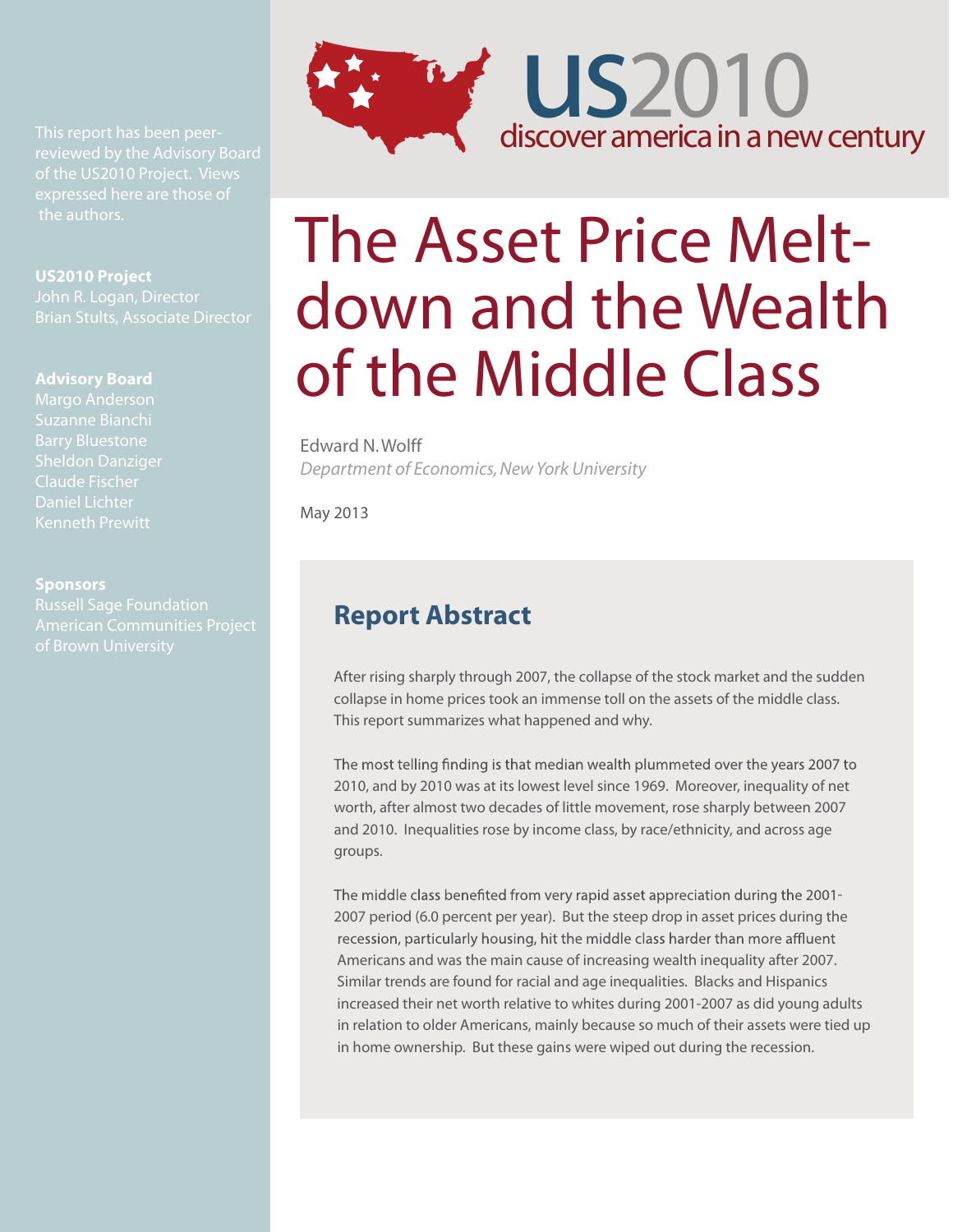US2010

discover america in a new century

# The Asset Price Meltdown and the Wealth of the Middle Class

Edward N. Wolff

*Department of Economics, New York University*

May 2013

This report has been peer-reviewed by the Advisory Board of the US2010 Project. Views expressed here are those of the authors.

**US2010 Project**
John R. Logan, Director
Brian Stults, Associate Director

**Advisory Board**
Margo Anderson
Suzanne Bianchi
Barry Bluestone
Sheldon Danziger
Claude Fischer
Daniel Lichter
Kenneth Prewitt

**Sponsors**
Russell Sage Foundation
American Communities Project of Brown University

## Report Abstract

After rising sharply through 2007, the collapse of the stock market and the sudden collapse in home prices took an immense toll on the assets of the middle class. This report summarizes what happened and why.

The most telling finding is that median wealth plummeted over the years 2007 to 2010, and by 2010 was at its lowest level since 1969. Moreover, inequality of net worth, after almost two decades of little movement, rose sharply between 2007 and 2010. Inequalities rose by income class, by race/ethnicity, and across age groups.

The middle class benefited from very rapid asset appreciation during the 2001-2007 period (6.0 percent per year). But the steep drop in asset prices during the recession, particularly housing, hit the middle class harder than more affluent Americans and was the main cause of increasing wealth inequality after 2007. Similar trends are found for racial and age inequalities. Blacks and Hispanics increased their net worth relative to whites during 2001-2007 as did young adults in relation to older Americans, mainly because so much of their assets were tied up in home ownership. But these gains were wiped out during the recession.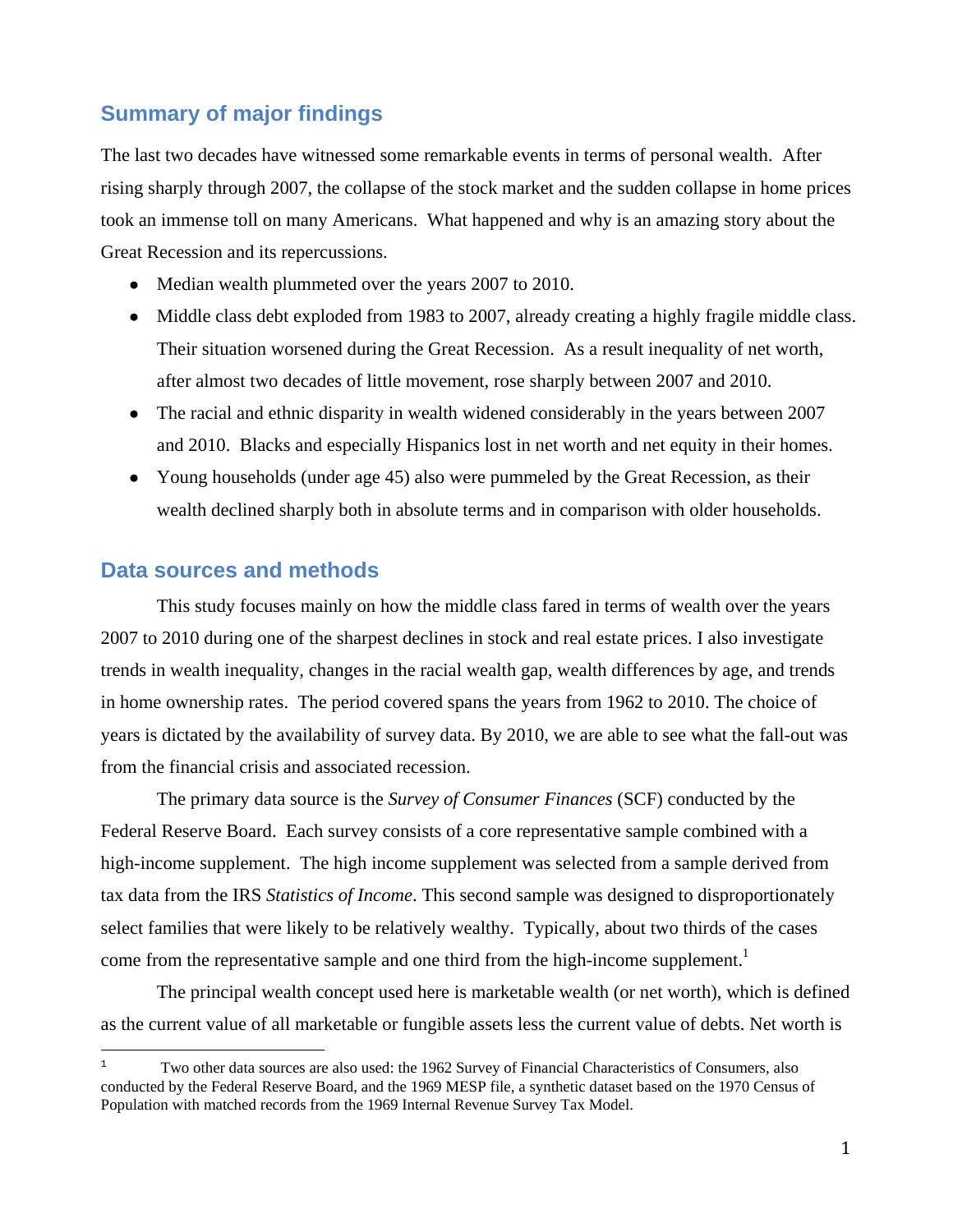## Summary of major findings

The last two decades have witnessed some remarkable events in terms of personal wealth. After rising sharply through 2007, the collapse of the stock market and the sudden collapse in home prices took an immense toll on many Americans. What happened and why is an amazing story about the Great Recession and its repercussions.

- Median wealth plummeted over the years 2007 to 2010.
- Middle class debt exploded from 1983 to 2007, already creating a highly fragile middle class. Their situation worsened during the Great Recession. As a result inequality of net worth, after almost two decades of little movement, rose sharply between 2007 and 2010.
- The racial and ethnic disparity in wealth widened considerably in the years between 2007 and 2010. Blacks and especially Hispanics lost in net worth and net equity in their homes.
- Young households (under age 45) also were pummeled by the Great Recession, as their wealth declined sharply both in absolute terms and in comparison with older households.

## Data sources and methods

This study focuses mainly on how the middle class fared in terms of wealth over the years 2007 to 2010 during one of the sharpest declines in stock and real estate prices. I also investigate trends in wealth inequality, changes in the racial wealth gap, wealth differences by age, and trends in home ownership rates. The period covered spans the years from 1962 to 2010. The choice of years is dictated by the availability of survey data. By 2010, we are able to see what the fall-out was from the financial crisis and associated recession.

The primary data source is the *Survey of Consumer Finances* (SCF) conducted by the Federal Reserve Board. Each survey consists of a core representative sample combined with a high-income supplement. The high income supplement was selected from a sample derived from tax data from the IRS *Statistics of Income*. This second sample was designed to disproportionately select families that were likely to be relatively wealthy. Typically, about two thirds of the cases come from the representative sample and one third from the high-income supplement.[1]

The principal wealth concept used here is marketable wealth (or net worth), which is defined as the current value of all marketable or fungible assets less the current value of debts. Net worth is

[1] Two other data sources are also used: the 1962 Survey of Financial Characteristics of Consumers, also conducted by the Federal Reserve Board, and the 1969 MESP file, a synthetic dataset based on the 1970 Census of Population with matched records from the 1969 Internal Revenue Survey Tax Model.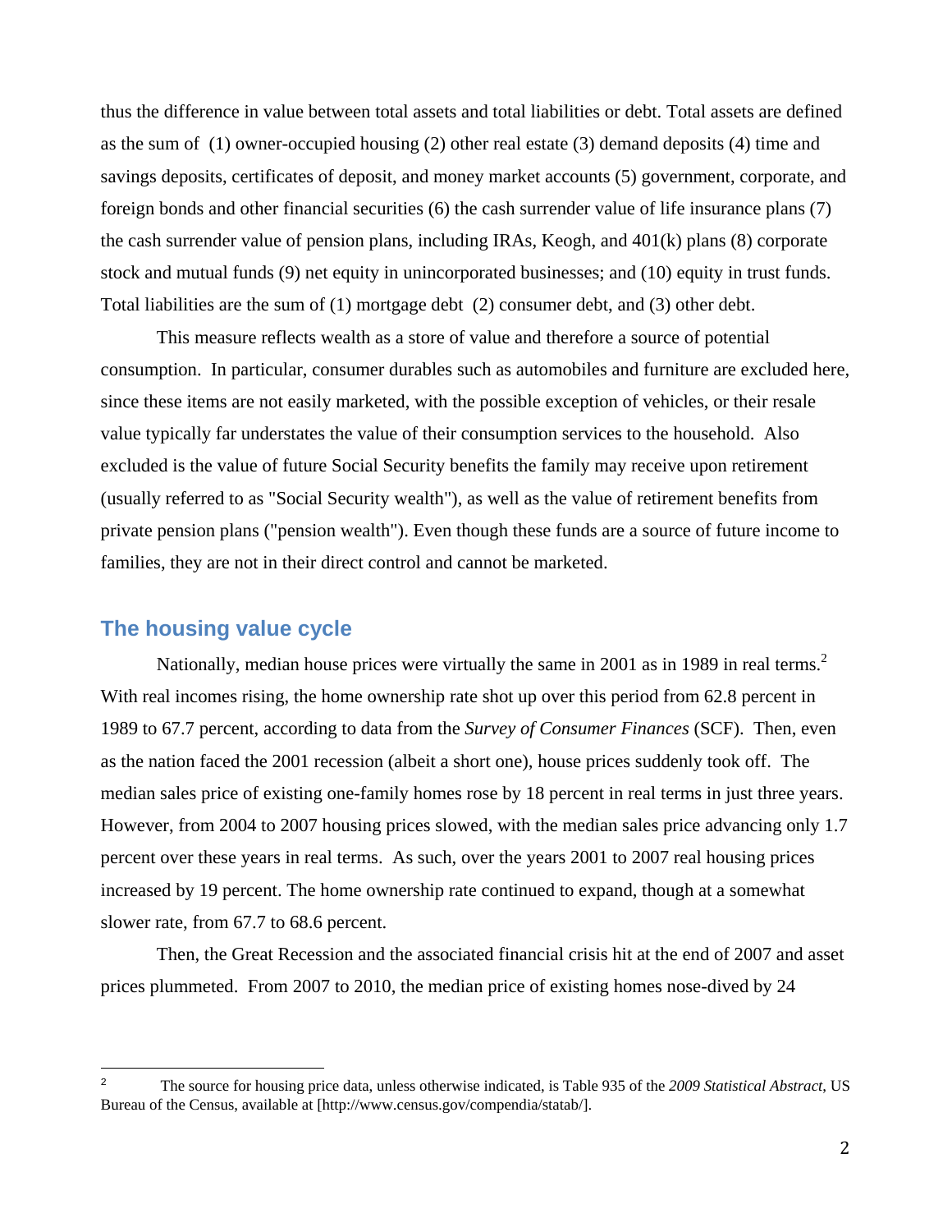thus the difference in value between total assets and total liabilities or debt. Total assets are defined as the sum of (1) owner-occupied housing (2) other real estate (3) demand deposits (4) time and savings deposits, certificates of deposit, and money market accounts (5) government, corporate, and foreign bonds and other financial securities (6) the cash surrender value of life insurance plans (7) the cash surrender value of pension plans, including IRAs, Keogh, and 401(k) plans (8) corporate stock and mutual funds (9) net equity in unincorporated businesses; and (10) equity in trust funds. Total liabilities are the sum of (1) mortgage debt (2) consumer debt, and (3) other debt.

This measure reflects wealth as a store of value and therefore a source of potential consumption. In particular, consumer durables such as automobiles and furniture are excluded here, since these items are not easily marketed, with the possible exception of vehicles, or their resale value typically far understates the value of their consumption services to the household. Also excluded is the value of future Social Security benefits the family may receive upon retirement (usually referred to as "Social Security wealth"), as well as the value of retirement benefits from private pension plans ("pension wealth"). Even though these funds are a source of future income to families, they are not in their direct control and cannot be marketed.

## The housing value cycle

Nationally, median house prices were virtually the same in 2001 as in 1989 in real terms.[2] With real incomes rising, the home ownership rate shot up over this period from 62.8 percent in 1989 to 67.7 percent, according to data from the *Survey of Consumer Finances* (SCF). Then, even as the nation faced the 2001 recession (albeit a short one), house prices suddenly took off. The median sales price of existing one-family homes rose by 18 percent in real terms in just three years. However, from 2004 to 2007 housing prices slowed, with the median sales price advancing only 1.7 percent over these years in real terms. As such, over the years 2001 to 2007 real housing prices increased by 19 percent. The home ownership rate continued to expand, though at a somewhat slower rate, from 67.7 to 68.6 percent.

Then, the Great Recession and the associated financial crisis hit at the end of 2007 and asset prices plummeted. From 2007 to 2010, the median price of existing homes nose-dived by 24

[2] The source for housing price data, unless otherwise indicated, is Table 935 of the *2009 Statistical Abstract*, US Bureau of the Census, available at [http://www.census.gov/compendia/statab/].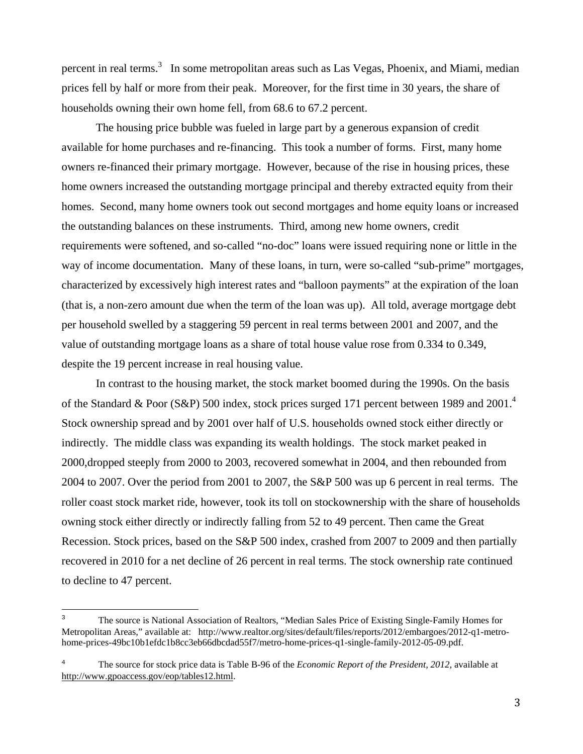percent in real terms.[3] In some metropolitan areas such as Las Vegas, Phoenix, and Miami, median prices fell by half or more from their peak. Moreover, for the first time in 30 years, the share of households owning their own home fell, from 68.6 to 67.2 percent.

The housing price bubble was fueled in large part by a generous expansion of credit available for home purchases and re-financing. This took a number of forms. First, many home owners re-financed their primary mortgage. However, because of the rise in housing prices, these home owners increased the outstanding mortgage principal and thereby extracted equity from their homes. Second, many home owners took out second mortgages and home equity loans or increased the outstanding balances on these instruments. Third, among new home owners, credit requirements were softened, and so-called "no-doc" loans were issued requiring none or little in the way of income documentation. Many of these loans, in turn, were so-called "sub-prime" mortgages, characterized by excessively high interest rates and "balloon payments" at the expiration of the loan (that is, a non-zero amount due when the term of the loan was up). All told, average mortgage debt per household swelled by a staggering 59 percent in real terms between 2001 and 2007, and the value of outstanding mortgage loans as a share of total house value rose from 0.334 to 0.349, despite the 19 percent increase in real housing value.

In contrast to the housing market, the stock market boomed during the 1990s. On the basis of the Standard & Poor (S&P) 500 index, stock prices surged 171 percent between 1989 and 2001.[4] Stock ownership spread and by 2001 over half of U.S. households owned stock either directly or indirectly. The middle class was expanding its wealth holdings. The stock market peaked in 2000,dropped steeply from 2000 to 2003, recovered somewhat in 2004, and then rebounded from 2004 to 2007. Over the period from 2001 to 2007, the S&P 500 was up 6 percent in real terms. The roller coast stock market ride, however, took its toll on stockownership with the share of households owning stock either directly or indirectly falling from 52 to 49 percent. Then came the Great Recession. Stock prices, based on the S&P 500 index, crashed from 2007 to 2009 and then partially recovered in 2010 for a net decline of 26 percent in real terms. The stock ownership rate continued to decline to 47 percent.

---

[3] The source is National Association of Realtors, "Median Sales Price of Existing Single-Family Homes for Metropolitan Areas," available at: http://www.realtor.org/sites/default/files/reports/2012/embargoes/2012-q1-metro-home-prices-49bc10b1efdc1b8cc3eb66dbcdad55f7/metro-home-prices-q1-single-family-2012-05-09.pdf.

[4] The source for stock price data is Table B-96 of the *Economic Report of the President, 2012*, available at http://www.gpoaccess.gov/eop/tables12.html.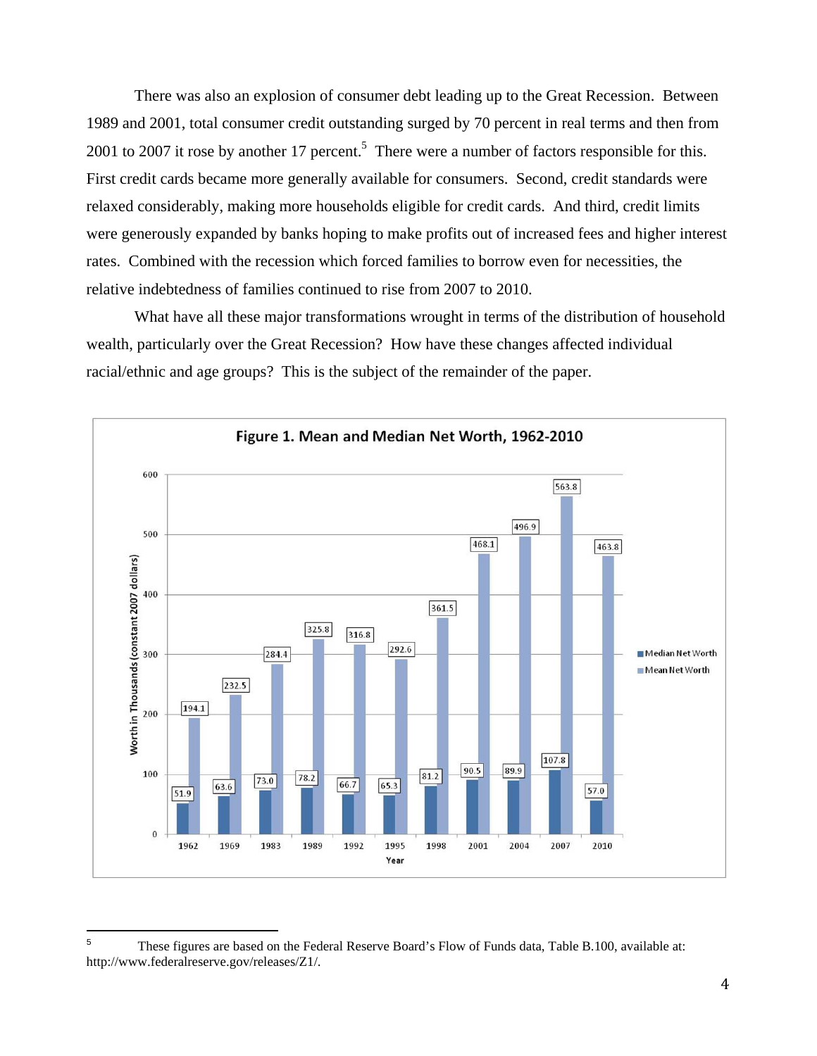There was also an explosion of consumer debt leading up to the Great Recession. Between 1989 and 2001, total consumer credit outstanding surged by 70 percent in real terms and then from 2001 to 2007 it rose by another 17 percent.[5] There were a number of factors responsible for this. First credit cards became more generally available for consumers. Second, credit standards were relaxed considerably, making more households eligible for credit cards. And third, credit limits were generously expanded by banks hoping to make profits out of increased fees and higher interest rates. Combined with the recession which forced families to borrow even for necessities, the relative indebtedness of families continued to rise from 2007 to 2010.

What have all these major transformations wrought in terms of the distribution of household wealth, particularly over the Great Recession? How have these changes affected individual racial/ethnic and age groups? This is the subject of the remainder of the paper.

**Figure 1. Mean and Median Net Worth, 1962-2010**

Worth in Thousands (constant 2007 dollars)

0
100
200
300
400
500
600

Year

1962
1969
1983
1989
1992
1995
1998
2001
2004
2007
2010

Median Net Worth
Mean Net Worth

51.9
194.1
63.6
232.5
73.0
284.4
78.2
325.8
66.7
316.8
65.3
292.6
81.2
361.5
90.5
468.1
89.9
496.9
107.8
563.8
57.0
463.8

---

[5] These figures are based on the Federal Reserve Board's Flow of Funds data, Table B.100, available at: http://www.federalreserve.gov/releases/Z1/.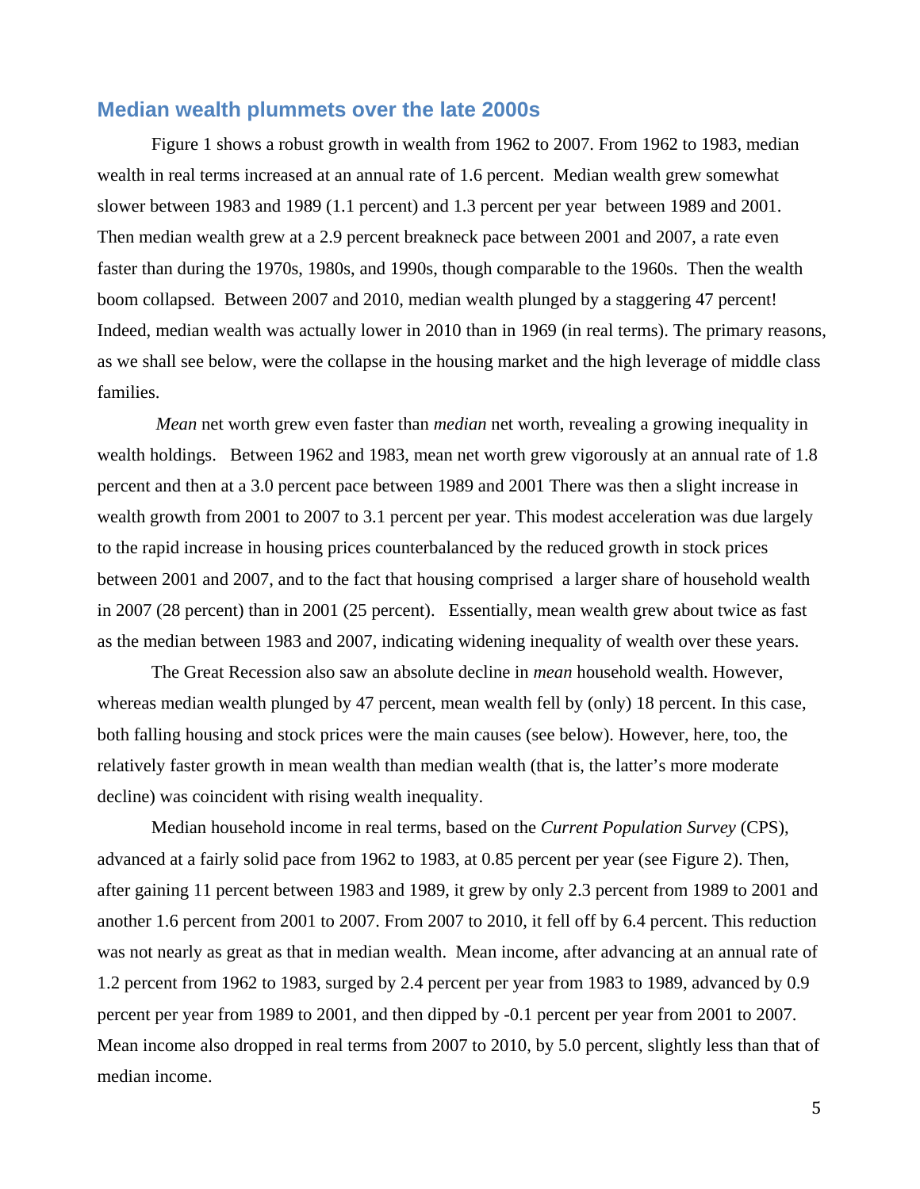## Median wealth plummets over the late 2000s

Figure 1 shows a robust growth in wealth from 1962 to 2007. From 1962 to 1983, median wealth in real terms increased at an annual rate of 1.6 percent. Median wealth grew somewhat slower between 1983 and 1989 (1.1 percent) and 1.3 percent per year between 1989 and 2001. Then median wealth grew at a 2.9 percent breakneck pace between 2001 and 2007, a rate even faster than during the 1970s, 1980s, and 1990s, though comparable to the 1960s. Then the wealth boom collapsed. Between 2007 and 2010, median wealth plunged by a staggering 47 percent! Indeed, median wealth was actually lower in 2010 than in 1969 (in real terms). The primary reasons, as we shall see below, were the collapse in the housing market and the high leverage of middle class families.

*Mean* net worth grew even faster than *median* net worth, revealing a growing inequality in wealth holdings. Between 1962 and 1983, mean net worth grew vigorously at an annual rate of 1.8 percent and then at a 3.0 percent pace between 1989 and 2001 There was then a slight increase in wealth growth from 2001 to 2007 to 3.1 percent per year. This modest acceleration was due largely to the rapid increase in housing prices counterbalanced by the reduced growth in stock prices between 2001 and 2007, and to the fact that housing comprised a larger share of household wealth in 2007 (28 percent) than in 2001 (25 percent). Essentially, mean wealth grew about twice as fast as the median between 1983 and 2007, indicating widening inequality of wealth over these years.

The Great Recession also saw an absolute decline in *mean* household wealth. However, whereas median wealth plunged by 47 percent, mean wealth fell by (only) 18 percent. In this case, both falling housing and stock prices were the main causes (see below). However, here, too, the relatively faster growth in mean wealth than median wealth (that is, the latter's more moderate decline) was coincident with rising wealth inequality.

Median household income in real terms, based on the *Current Population Survey* (CPS), advanced at a fairly solid pace from 1962 to 1983, at 0.85 percent per year (see Figure 2). Then, after gaining 11 percent between 1983 and 1989, it grew by only 2.3 percent from 1989 to 2001 and another 1.6 percent from 2001 to 2007. From 2007 to 2010, it fell off by 6.4 percent. This reduction was not nearly as great as that in median wealth. Mean income, after advancing at an annual rate of 1.2 percent from 1962 to 1983, surged by 2.4 percent per year from 1983 to 1989, advanced by 0.9 percent per year from 1989 to 2001, and then dipped by -0.1 percent per year from 2001 to 2007. Mean income also dropped in real terms from 2007 to 2010, by 5.0 percent, slightly less than that of median income.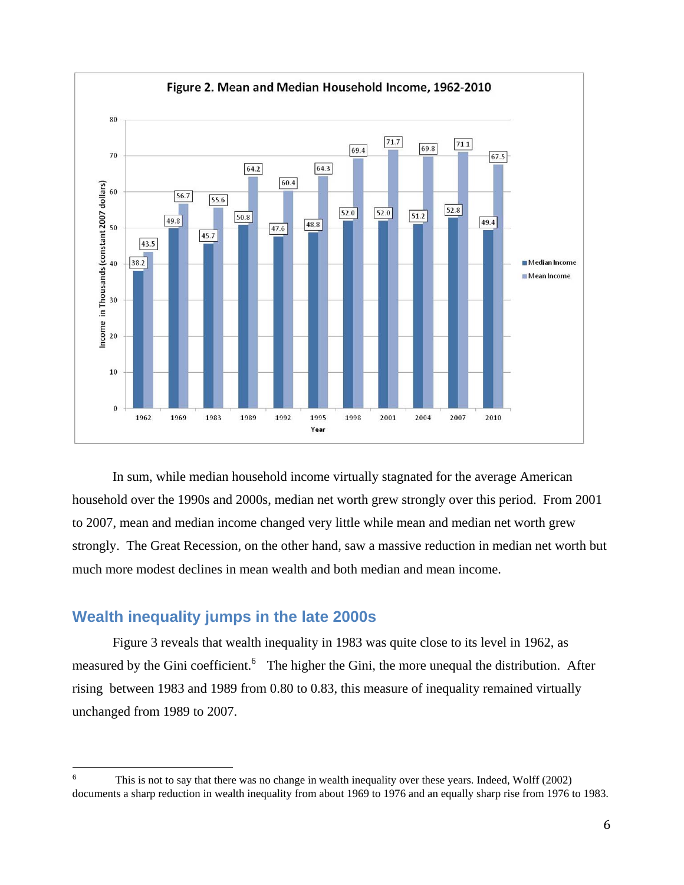Figure 2. Mean and Median Household Income, 1962-2010

Income in Thousands (constant 2007 dollars)

80
70
60
50
40
30
20
10
0

1962 1969 1983 1989 1992 1995 1998 2001 2004 2007 2010

Year

38.2 43.5 49.8 56.7 45.7 55.6 50.8 64.2 47.6 60.4 48.8 64.3 52.0 69.4 52.0 71.7 51.2 69.8 52.8 71.1 49.4 67.5

Median Income
Mean Income

In sum, while median household income virtually stagnated for the average American household over the 1990s and 2000s, median net worth grew strongly over this period. From 2001 to 2007, mean and median income changed very little while mean and median net worth grew strongly. The Great Recession, on the other hand, saw a massive reduction in median net worth but much more modest declines in mean wealth and both median and mean income.

## Wealth inequality jumps in the late 2000s

Figure 3 reveals that wealth inequality in 1983 was quite close to its level in 1962, as measured by the Gini coefficient.[6] The higher the Gini, the more unequal the distribution. After rising between 1983 and 1989 from 0.80 to 0.83, this measure of inequality remained virtually unchanged from 1989 to 2007.

[6] This is not to say that there was no change in wealth inequality over these years. Indeed, Wolff (2002) documents a sharp reduction in wealth inequality from about 1969 to 1976 and an equally sharp rise from 1976 to 1983.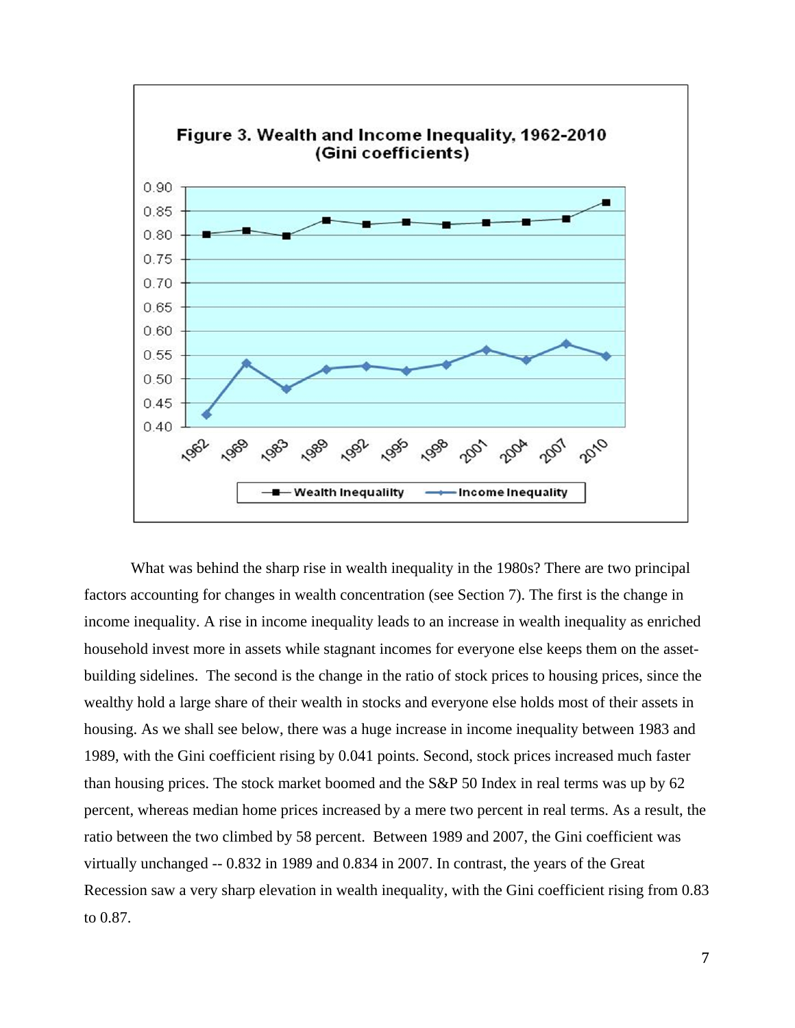**Figure 3. Wealth and Income Inequality, 1962-2010 (Gini coefficients)**

0.90
0.85
0.80
0.75
0.70
0.65
0.60
0.55
0.50
0.45
0.40

1962 1969 1983 1989 1992 1995 1998 2001 2004 2007 2010

Wealth Inequalilty
Income Inequality

What was behind the sharp rise in wealth inequality in the 1980s? There are two principal factors accounting for changes in wealth concentration (see Section 7). The first is the change in income inequality. A rise in income inequality leads to an increase in wealth inequality as enriched household invest more in assets while stagnant incomes for everyone else keeps them on the asset-building sidelines. The second is the change in the ratio of stock prices to housing prices, since the wealthy hold a large share of their wealth in stocks and everyone else holds most of their assets in housing. As we shall see below, there was a huge increase in income inequality between 1983 and 1989, with the Gini coefficient rising by 0.041 points. Second, stock prices increased much faster than housing prices. The stock market boomed and the S&P 50 Index in real terms was up by 62 percent, whereas median home prices increased by a mere two percent in real terms. As a result, the ratio between the two climbed by 58 percent. Between 1989 and 2007, the Gini coefficient was virtually unchanged -- 0.832 in 1989 and 0.834 in 2007. In contrast, the years of the Great Recession saw a very sharp elevation in wealth inequality, with the Gini coefficient rising from 0.83 to 0.87.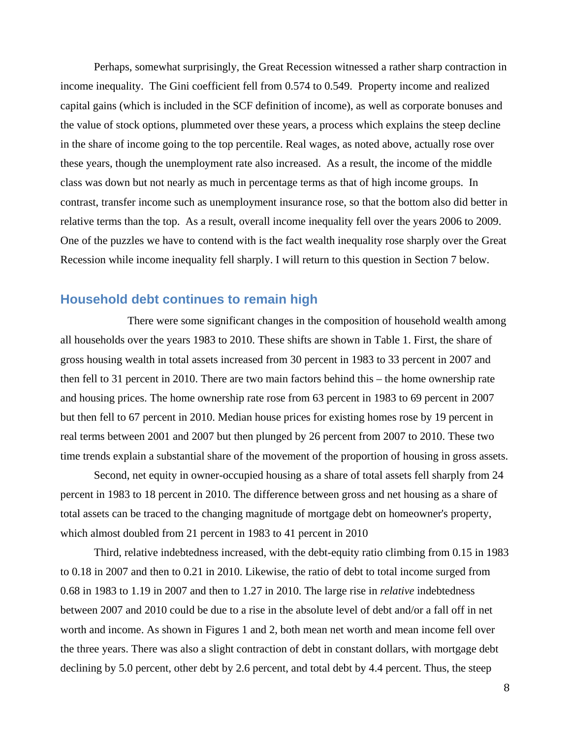Perhaps, somewhat surprisingly, the Great Recession witnessed a rather sharp contraction in income inequality. The Gini coefficient fell from 0.574 to 0.549. Property income and realized capital gains (which is included in the SCF definition of income), as well as corporate bonuses and the value of stock options, plummeted over these years, a process which explains the steep decline in the share of income going to the top percentile. Real wages, as noted above, actually rose over these years, though the unemployment rate also increased. As a result, the income of the middle class was down but not nearly as much in percentage terms as that of high income groups. In contrast, transfer income such as unemployment insurance rose, so that the bottom also did better in relative terms than the top. As a result, overall income inequality fell over the years 2006 to 2009. One of the puzzles we have to contend with is the fact wealth inequality rose sharply over the Great Recession while income inequality fell sharply. I will return to this question in Section 7 below.

## Household debt continues to remain high

There were some significant changes in the composition of household wealth among all households over the years 1983 to 2010. These shifts are shown in Table 1. First, the share of gross housing wealth in total assets increased from 30 percent in 1983 to 33 percent in 2007 and then fell to 31 percent in 2010. There are two main factors behind this – the home ownership rate and housing prices. The home ownership rate rose from 63 percent in 1983 to 69 percent in 2007 but then fell to 67 percent in 2010. Median house prices for existing homes rose by 19 percent in real terms between 2001 and 2007 but then plunged by 26 percent from 2007 to 2010. These two time trends explain a substantial share of the movement of the proportion of housing in gross assets.

Second, net equity in owner-occupied housing as a share of total assets fell sharply from 24 percent in 1983 to 18 percent in 2010. The difference between gross and net housing as a share of total assets can be traced to the changing magnitude of mortgage debt on homeowner's property, which almost doubled from 21 percent in 1983 to 41 percent in 2010

Third, relative indebtedness increased, with the debt-equity ratio climbing from 0.15 in 1983 to 0.18 in 2007 and then to 0.21 in 2010. Likewise, the ratio of debt to total income surged from 0.68 in 1983 to 1.19 in 2007 and then to 1.27 in 2010. The large rise in *relative* indebtedness between 2007 and 2010 could be due to a rise in the absolute level of debt and/or a fall off in net worth and income. As shown in Figures 1 and 2, both mean net worth and mean income fell over the three years. There was also a slight contraction of debt in constant dollars, with mortgage debt declining by 5.0 percent, other debt by 2.6 percent, and total debt by 4.4 percent. Thus, the steep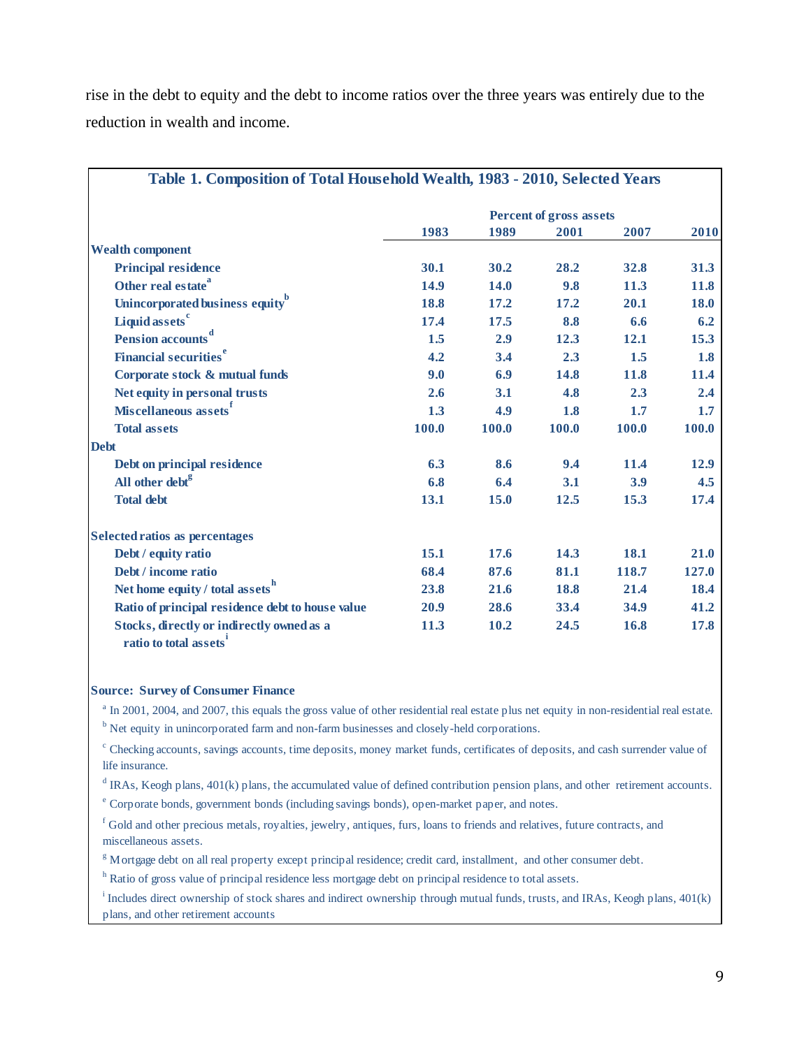rise in the debt to equity and the debt to income ratios over the three years was entirely due to the reduction in wealth and income.

**Table 1. Composition of Total Household Wealth, 1983 - 2010, Selected Years**

| | Percent of gross assets | | | | |
|---|---|---|---|---|---|
| | 1983 | 1989 | 2001 | 2007 | 2010 |
| **Wealth component** | | | | | |
| Principal residence | 30.1 | 30.2 | 28.2 | 32.8 | 31.3 |
| Other real estate[a] | 14.9 | 14.0 | 9.8 | 11.3 | 11.8 |
| Unincorporated business equity[b] | 18.8 | 17.2 | 17.2 | 20.1 | 18.0 |
| Liquid assets[c] | 17.4 | 17.5 | 8.8 | 6.6 | 6.2 |
| Pension accounts[d] | 1.5 | 2.9 | 12.3 | 12.1 | 15.3 |
| Financial securities[e] | 4.2 | 3.4 | 2.3 | 1.5 | 1.8 |
| Corporate stock & mutual funds | 9.0 | 6.9 | 14.8 | 11.8 | 11.4 |
| Net equity in personal trusts | 2.6 | 3.1 | 4.8 | 2.3 | 2.4 |
| Miscellaneous assets[f] | 1.3 | 4.9 | 1.8 | 1.7 | 1.7 |
| Total assets | 100.0 | 100.0 | 100.0 | 100.0 | 100.0 |
| **Debt** | | | | | |
| Debt on principal residence | 6.3 | 8.6 | 9.4 | 11.4 | 12.9 |
| All other debt[g] | 6.8 | 6.4 | 3.1 | 3.9 | 4.5 |
| Total debt | 13.1 | 15.0 | 12.5 | 15.3 | 17.4 |
| **Selected ratios as percentages** | | | | | |
| Debt / equity ratio | 15.1 | 17.6 | 14.3 | 18.1 | 21.0 |
| Debt / income ratio | 68.4 | 87.6 | 81.1 | 118.7 | 127.0 |
| Net home equity / total assets[h] | 23.8 | 21.6 | 18.8 | 21.4 | 18.4 |
| Ratio of principal residence debt to house value | 20.9 | 28.6 | 33.4 | 34.9 | 41.2 |
| Stocks, directly or indirectly owned as a ratio to total assets[i] | 11.3 | 10.2 | 24.5 | 16.8 | 17.8 |

**Source: Survey of Consumer Finance**

[a] In 2001, 2004, and 2007, this equals the gross value of other residential real estate plus net equity in non-residential real estate.

[b] Net equity in unincorporated farm and non-farm businesses and closely-held corporations.

[c] Checking accounts, savings accounts, time deposits, money market funds, certificates of deposits, and cash surrender value of life insurance.

[d] IRAs, Keogh plans, 401(k) plans, the accumulated value of defined contribution pension plans, and other retirement accounts.

[e] Corporate bonds, government bonds (including savings bonds), open-market paper, and notes.

[f] Gold and other precious metals, royalties, jewelry, antiques, furs, loans to friends and relatives, future contracts, and miscellaneous assets.

[g] Mortgage debt on all real property except principal residence; credit card, installment, and other consumer debt.

[h] Ratio of gross value of principal residence less mortgage debt on principal residence to total assets.

[i] Includes direct ownership of stock shares and indirect ownership through mutual funds, trusts, and IRAs, Keogh plans, 401(k) plans, and other retirement accounts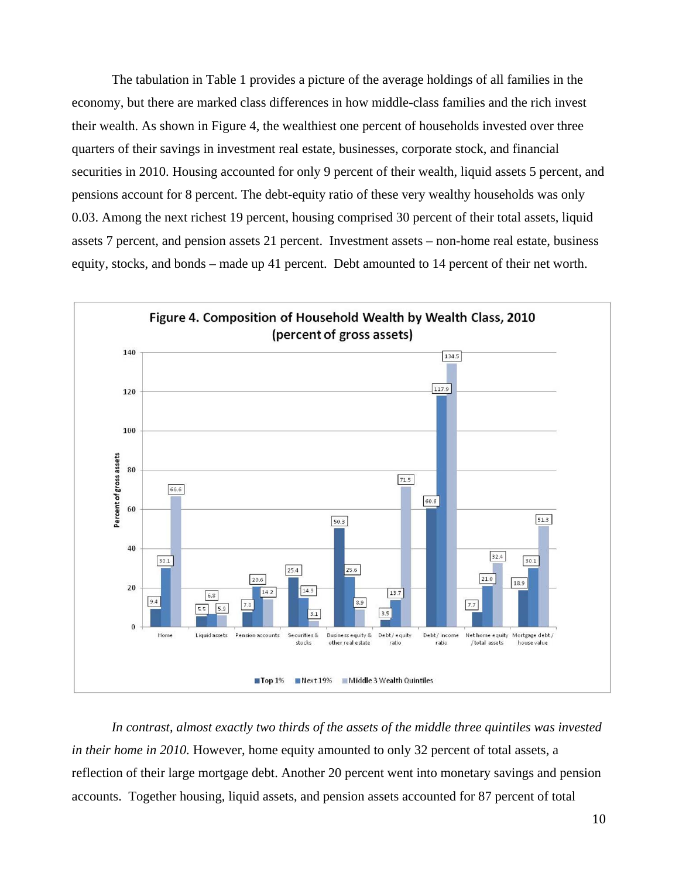The tabulation in Table 1 provides a picture of the average holdings of all families in the economy, but there are marked class differences in how middle-class families and the rich invest their wealth. As shown in Figure 4, the wealthiest one percent of households invested over three quarters of their savings in investment real estate, businesses, corporate stock, and financial securities in 2010. Housing accounted for only 9 percent of their wealth, liquid assets 5 percent, and pensions account for 8 percent. The debt-equity ratio of these very wealthy households was only 0.03. Among the next richest 19 percent, housing comprised 30 percent of their total assets, liquid assets 7 percent, and pension assets 21 percent. Investment assets – non-home real estate, business equity, stocks, and bonds – made up 41 percent. Debt amounted to 14 percent of their net worth.

**Figure 4. Composition of Household Wealth by Wealth Class, 2010 (percent of gross assets)**

Percent of gross assets

0
20
40
60
80
100
120
140

Home: 9.4, 30.1, 66.6
Liquid assets: 5.5, 6.8, 5.9
Pension accounts: 7.8, 20.6, 14.2
Securities & stocks: 25.4, 14.9, 3.1
Business equity & other real estate: 50.3, 25.6, 8.9
Debt / equity ratio: 3.5, 13.7, 71.5
Debt / income ratio: 60.6, 117.9, 134.5
Net home equity / total assets: 7.7, 21.0, 32.4
Mortgage debt / house value: 18.9, 30.1, 51.3

Top 1% Next 19% Middle 3 Wealth Quintiles

*In contrast, almost exactly two thirds of the assets of the middle three quintiles was invested in their home in 2010.* However, home equity amounted to only 32 percent of total assets, a reflection of their large mortgage debt. Another 20 percent went into monetary savings and pension accounts. Together housing, liquid assets, and pension assets accounted for 87 percent of total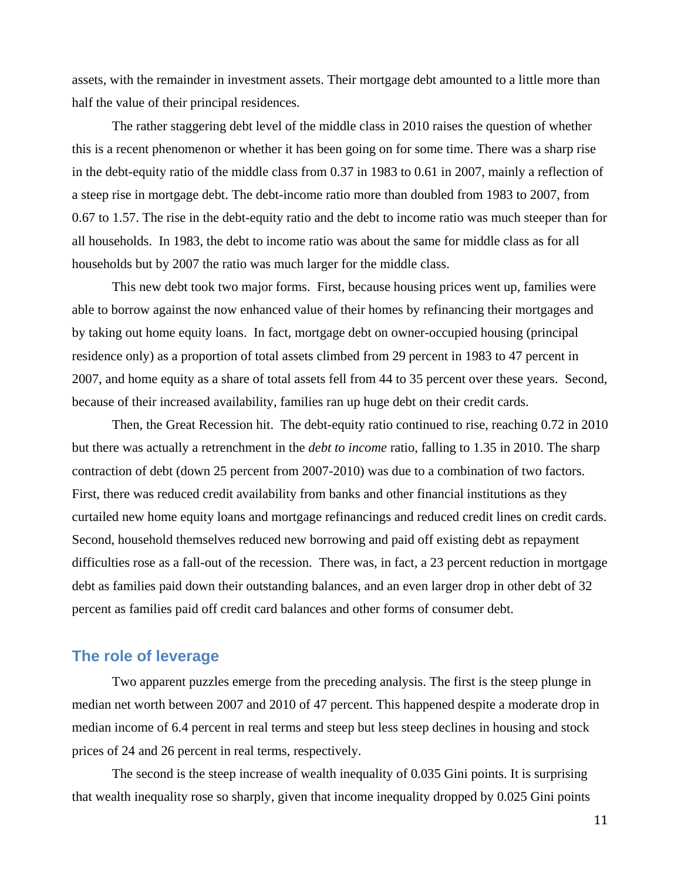assets, with the remainder in investment assets. Their mortgage debt amounted to a little more than half the value of their principal residences.

The rather staggering debt level of the middle class in 2010 raises the question of whether this is a recent phenomenon or whether it has been going on for some time. There was a sharp rise in the debt-equity ratio of the middle class from 0.37 in 1983 to 0.61 in 2007, mainly a reflection of a steep rise in mortgage debt. The debt-income ratio more than doubled from 1983 to 2007, from 0.67 to 1.57. The rise in the debt-equity ratio and the debt to income ratio was much steeper than for all households. In 1983, the debt to income ratio was about the same for middle class as for all households but by 2007 the ratio was much larger for the middle class.

This new debt took two major forms. First, because housing prices went up, families were able to borrow against the now enhanced value of their homes by refinancing their mortgages and by taking out home equity loans. In fact, mortgage debt on owner-occupied housing (principal residence only) as a proportion of total assets climbed from 29 percent in 1983 to 47 percent in 2007, and home equity as a share of total assets fell from 44 to 35 percent over these years. Second, because of their increased availability, families ran up huge debt on their credit cards.

Then, the Great Recession hit. The debt-equity ratio continued to rise, reaching 0.72 in 2010 but there was actually a retrenchment in the *debt to income* ratio, falling to 1.35 in 2010. The sharp contraction of debt (down 25 percent from 2007-2010) was due to a combination of two factors. First, there was reduced credit availability from banks and other financial institutions as they curtailed new home equity loans and mortgage refinancings and reduced credit lines on credit cards. Second, household themselves reduced new borrowing and paid off existing debt as repayment difficulties rose as a fall-out of the recession. There was, in fact, a 23 percent reduction in mortgage debt as families paid down their outstanding balances, and an even larger drop in other debt of 32 percent as families paid off credit card balances and other forms of consumer debt.

## The role of leverage

Two apparent puzzles emerge from the preceding analysis. The first is the steep plunge in median net worth between 2007 and 2010 of 47 percent. This happened despite a moderate drop in median income of 6.4 percent in real terms and steep but less steep declines in housing and stock prices of 24 and 26 percent in real terms, respectively.

The second is the steep increase of wealth inequality of 0.035 Gini points. It is surprising that wealth inequality rose so sharply, given that income inequality dropped by 0.025 Gini points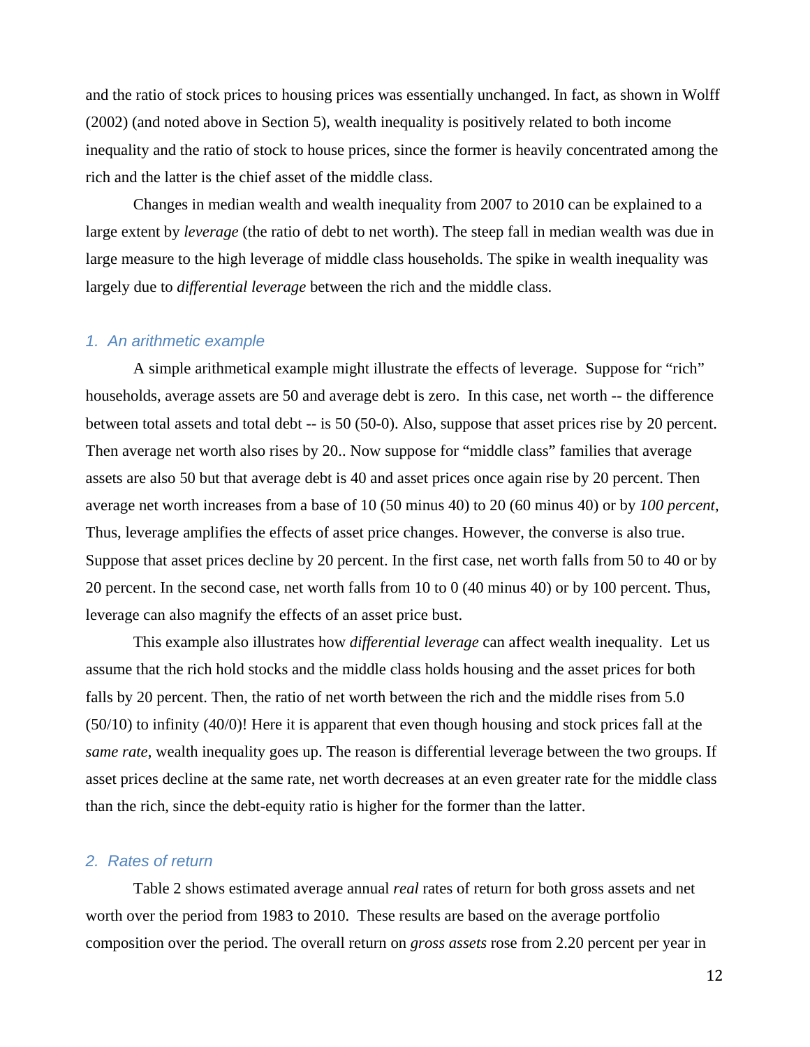and the ratio of stock prices to housing prices was essentially unchanged. In fact, as shown in Wolff (2002) (and noted above in Section 5), wealth inequality is positively related to both income inequality and the ratio of stock to house prices, since the former is heavily concentrated among the rich and the latter is the chief asset of the middle class.

Changes in median wealth and wealth inequality from 2007 to 2010 can be explained to a large extent by *leverage* (the ratio of debt to net worth). The steep fall in median wealth was due in large measure to the high leverage of middle class households. The spike in wealth inequality was largely due to *differential leverage* between the rich and the middle class.

### 1. An arithmetic example

A simple arithmetical example might illustrate the effects of leverage. Suppose for "rich" households, average assets are 50 and average debt is zero. In this case, net worth -- the difference between total assets and total debt -- is 50 (50-0). Also, suppose that asset prices rise by 20 percent. Then average net worth also rises by 20.. Now suppose for "middle class" families that average assets are also 50 but that average debt is 40 and asset prices once again rise by 20 percent. Then average net worth increases from a base of 10 (50 minus 40) to 20 (60 minus 40) or by *100 percent*, Thus, leverage amplifies the effects of asset price changes. However, the converse is also true. Suppose that asset prices decline by 20 percent. In the first case, net worth falls from 50 to 40 or by 20 percent. In the second case, net worth falls from 10 to 0 (40 minus 40) or by 100 percent. Thus, leverage can also magnify the effects of an asset price bust.

This example also illustrates how *differential leverage* can affect wealth inequality. Let us assume that the rich hold stocks and the middle class holds housing and the asset prices for both falls by 20 percent. Then, the ratio of net worth between the rich and the middle rises from 5.0 (50/10) to infinity (40/0)! Here it is apparent that even though housing and stock prices fall at the *same rate*, wealth inequality goes up. The reason is differential leverage between the two groups. If asset prices decline at the same rate, net worth decreases at an even greater rate for the middle class than the rich, since the debt-equity ratio is higher for the former than the latter.

### 2. Rates of return

Table 2 shows estimated average annual *real* rates of return for both gross assets and net worth over the period from 1983 to 2010. These results are based on the average portfolio composition over the period. The overall return on *gross assets* rose from 2.20 percent per year in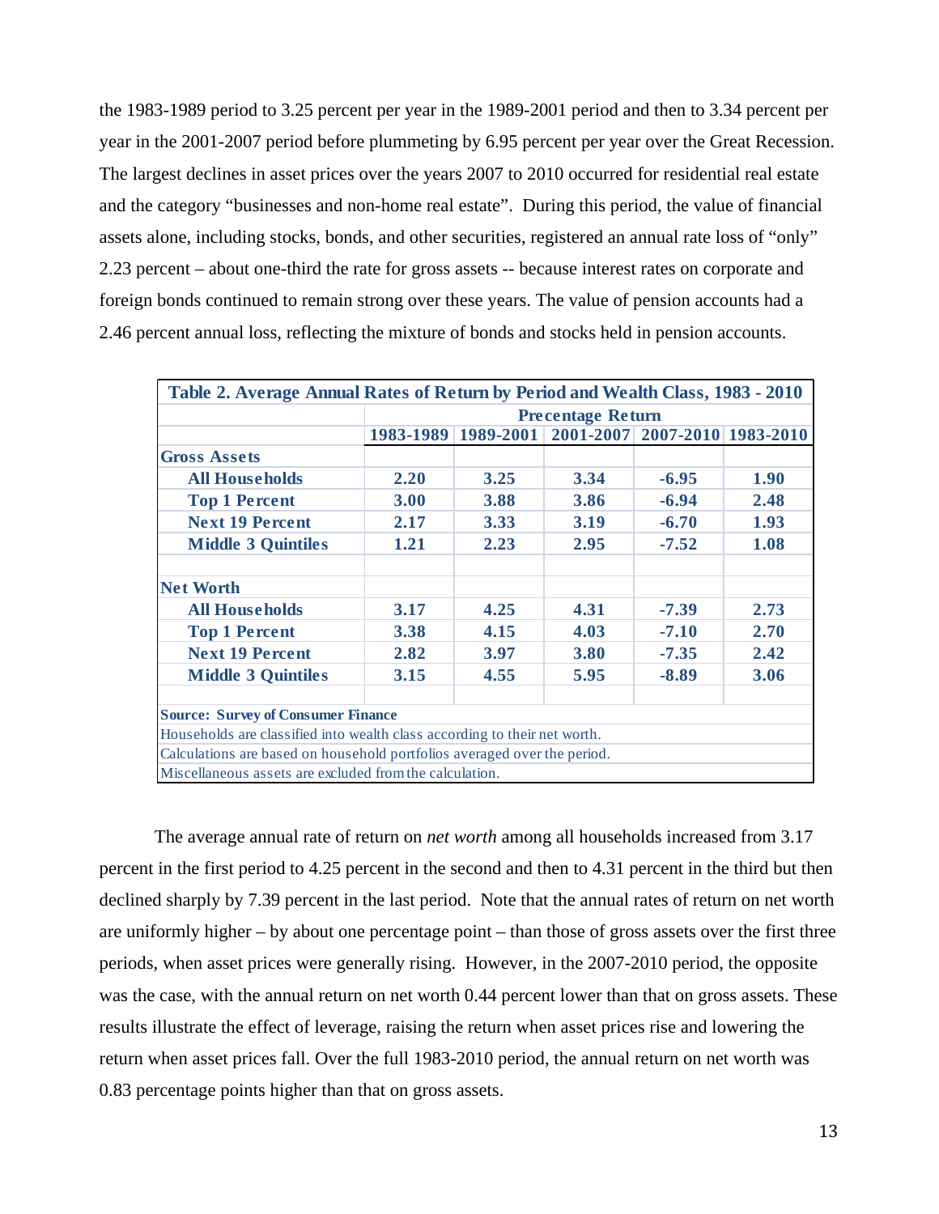the 1983-1989 period to 3.25 percent per year in the 1989-2001 period and then to 3.34 percent per year in the 2001-2007 period before plummeting by 6.95 percent per year over the Great Recession. The largest declines in asset prices over the years 2007 to 2010 occurred for residential real estate and the category "businesses and non-home real estate". During this period, the value of financial assets alone, including stocks, bonds, and other securities, registered an annual rate loss of "only" 2.23 percent – about one-third the rate for gross assets -- because interest rates on corporate and foreign bonds continued to remain strong over these years. The value of pension accounts had a 2.46 percent annual loss, reflecting the mixture of bonds and stocks held in pension accounts.

**Table 2. Average Annual Rates of Return by Period and Wealth Class, 1983 - 2010**

| | Precentage Return | | | | |
|---|---|---|---|---|---|
| | 1983-1989 | 1989-2001 | 2001-2007 | 2007-2010 | 1983-2010 |
| **Gross Assets** | | | | | |
| All Households | 2.20 | 3.25 | 3.34 | -6.95 | 1.90 |
| Top 1 Percent | 3.00 | 3.88 | 3.86 | -6.94 | 2.48 |
| Next 19 Percent | 2.17 | 3.33 | 3.19 | -6.70 | 1.93 |
| Middle 3 Quintiles | 1.21 | 2.23 | 2.95 | -7.52 | 1.08 |
| | | | | | |
| **Net Worth** | | | | | |
| All Households | 3.17 | 4.25 | 4.31 | -7.39 | 2.73 |
| Top 1 Percent | 3.38 | 4.15 | 4.03 | -7.10 | 2.70 |
| Next 19 Percent | 2.82 | 3.97 | 3.80 | -7.35 | 2.42 |
| Middle 3 Quintiles | 3.15 | 4.55 | 5.95 | -8.89 | 3.06 |

**Source: Survey of Consumer Finance**
Households are classified into wealth class according to their net worth.
Calculations are based on household portfolios averaged over the period.
Miscellaneous assets are excluded from the calculation.

The average annual rate of return on *net worth* among all households increased from 3.17 percent in the first period to 4.25 percent in the second and then to 4.31 percent in the third but then declined sharply by 7.39 percent in the last period. Note that the annual rates of return on net worth are uniformly higher – by about one percentage point – than those of gross assets over the first three periods, when asset prices were generally rising. However, in the 2007-2010 period, the opposite was the case, with the annual return on net worth 0.44 percent lower than that on gross assets. These results illustrate the effect of leverage, raising the return when asset prices rise and lowering the return when asset prices fall. Over the full 1983-2010 period, the annual return on net worth was 0.83 percentage points higher than that on gross assets.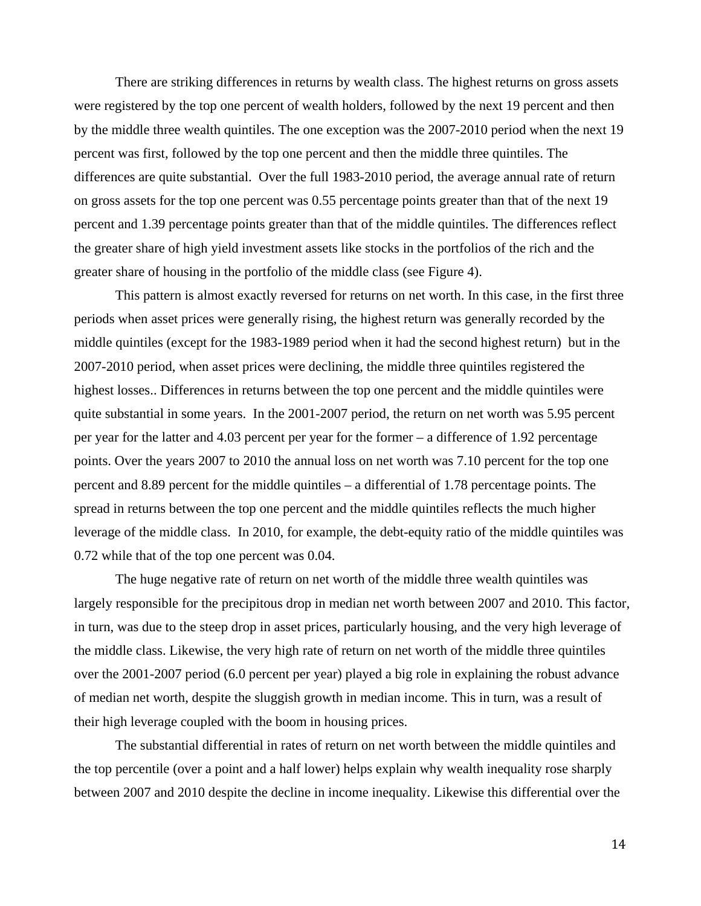There are striking differences in returns by wealth class. The highest returns on gross assets were registered by the top one percent of wealth holders, followed by the next 19 percent and then by the middle three wealth quintiles. The one exception was the 2007-2010 period when the next 19 percent was first, followed by the top one percent and then the middle three quintiles. The differences are quite substantial. Over the full 1983-2010 period, the average annual rate of return on gross assets for the top one percent was 0.55 percentage points greater than that of the next 19 percent and 1.39 percentage points greater than that of the middle quintiles. The differences reflect the greater share of high yield investment assets like stocks in the portfolios of the rich and the greater share of housing in the portfolio of the middle class (see Figure 4).

This pattern is almost exactly reversed for returns on net worth. In this case, in the first three periods when asset prices were generally rising, the highest return was generally recorded by the middle quintiles (except for the 1983-1989 period when it had the second highest return) but in the 2007-2010 period, when asset prices were declining, the middle three quintiles registered the highest losses.. Differences in returns between the top one percent and the middle quintiles were quite substantial in some years. In the 2001-2007 period, the return on net worth was 5.95 percent per year for the latter and 4.03 percent per year for the former – a difference of 1.92 percentage points. Over the years 2007 to 2010 the annual loss on net worth was 7.10 percent for the top one percent and 8.89 percent for the middle quintiles – a differential of 1.78 percentage points. The spread in returns between the top one percent and the middle quintiles reflects the much higher leverage of the middle class. In 2010, for example, the debt-equity ratio of the middle quintiles was 0.72 while that of the top one percent was 0.04.

The huge negative rate of return on net worth of the middle three wealth quintiles was largely responsible for the precipitous drop in median net worth between 2007 and 2010. This factor, in turn, was due to the steep drop in asset prices, particularly housing, and the very high leverage of the middle class. Likewise, the very high rate of return on net worth of the middle three quintiles over the 2001-2007 period (6.0 percent per year) played a big role in explaining the robust advance of median net worth, despite the sluggish growth in median income. This in turn, was a result of their high leverage coupled with the boom in housing prices.

The substantial differential in rates of return on net worth between the middle quintiles and the top percentile (over a point and a half lower) helps explain why wealth inequality rose sharply between 2007 and 2010 despite the decline in income inequality. Likewise this differential over the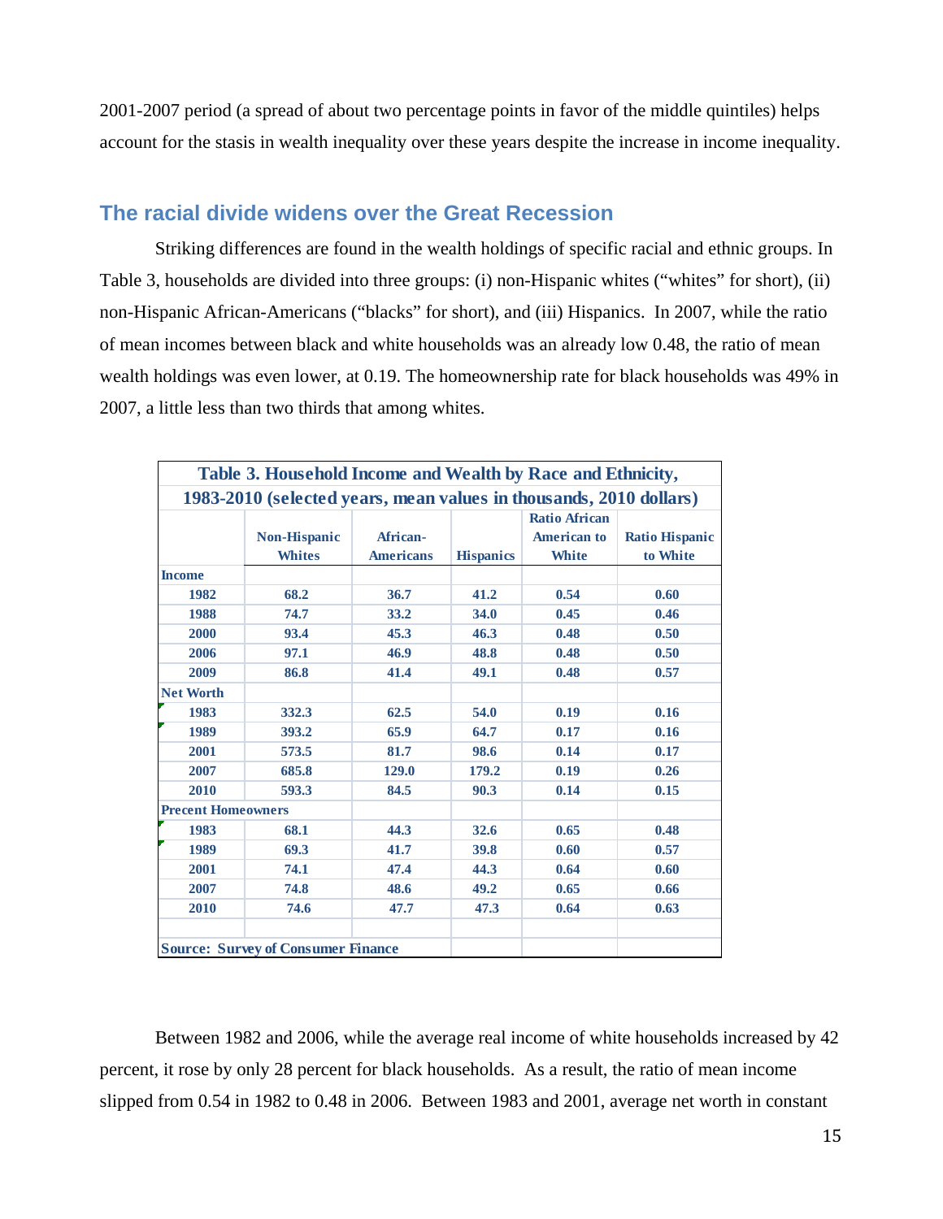2001-2007 period (a spread of about two percentage points in favor of the middle quintiles) helps account for the stasis in wealth inequality over these years despite the increase in income inequality.

## The racial divide widens over the Great Recession

Striking differences are found in the wealth holdings of specific racial and ethnic groups. In Table 3, households are divided into three groups: (i) non-Hispanic whites ("whites" for short), (ii) non-Hispanic African-Americans ("blacks" for short), and (iii) Hispanics. In 2007, while the ratio of mean incomes between black and white households was an already low 0.48, the ratio of mean wealth holdings was even lower, at 0.19. The homeownership rate for black households was 49% in 2007, a little less than two thirds that among whites.

**Table 3. Household Income and Wealth by Race and Ethnicity, 1983-2010 (selected years, mean values in thousands, 2010 dollars)**

| | Non-Hispanic Whites | African-Americans | Hispanics | Ratio African American to White | Ratio Hispanic to White |
|---|---|---|---|---|---|
| **Income** | | | | | |
| 1982 | 68.2 | 36.7 | 41.2 | 0.54 | 0.60 |
| 1988 | 74.7 | 33.2 | 34.0 | 0.45 | 0.46 |
| 2000 | 93.4 | 45.3 | 46.3 | 0.48 | 0.50 |
| 2006 | 97.1 | 46.9 | 48.8 | 0.48 | 0.50 |
| 2009 | 86.8 | 41.4 | 49.1 | 0.48 | 0.57 |
| **Net Worth** | | | | | |
| 1983 | 332.3 | 62.5 | 54.0 | 0.19 | 0.16 |
| 1989 | 393.2 | 65.9 | 64.7 | 0.17 | 0.16 |
| 2001 | 573.5 | 81.7 | 98.6 | 0.14 | 0.17 |
| 2007 | 685.8 | 129.0 | 179.2 | 0.19 | 0.26 |
| 2010 | 593.3 | 84.5 | 90.3 | 0.14 | 0.15 |
| **Precent Homeowners** | | | | | |
| 1983 | 68.1 | 44.3 | 32.6 | 0.65 | 0.48 |
| 1989 | 69.3 | 41.7 | 39.8 | 0.60 | 0.57 |
| 2001 | 74.1 | 47.4 | 44.3 | 0.64 | 0.60 |
| 2007 | 74.8 | 48.6 | 49.2 | 0.65 | 0.66 |
| 2010 | 74.6 | 47.7 | 47.3 | 0.64 | 0.63 |

Source: Survey of Consumer Finance

Between 1982 and 2006, while the average real income of white households increased by 42 percent, it rose by only 28 percent for black households. As a result, the ratio of mean income slipped from 0.54 in 1982 to 0.48 in 2006. Between 1983 and 2001, average net worth in constant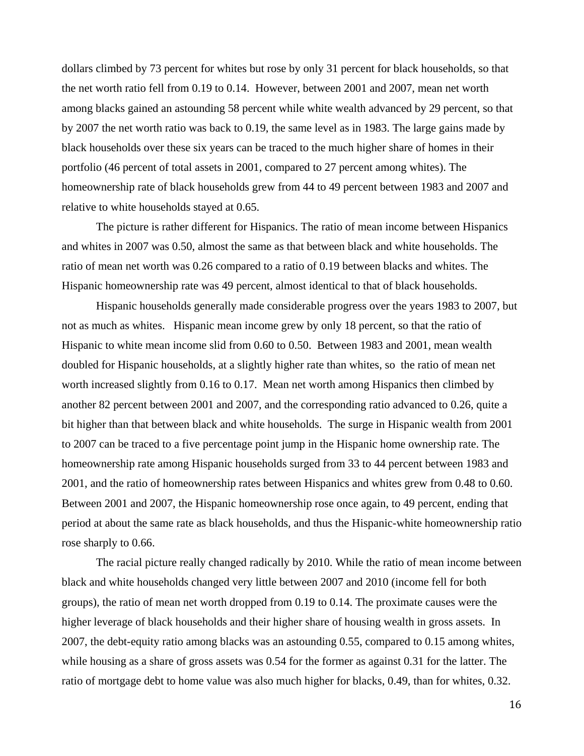dollars climbed by 73 percent for whites but rose by only 31 percent for black households, so that the net worth ratio fell from 0.19 to 0.14. However, between 2001 and 2007, mean net worth among blacks gained an astounding 58 percent while white wealth advanced by 29 percent, so that by 2007 the net worth ratio was back to 0.19, the same level as in 1983. The large gains made by black households over these six years can be traced to the much higher share of homes in their portfolio (46 percent of total assets in 2001, compared to 27 percent among whites). The homeownership rate of black households grew from 44 to 49 percent between 1983 and 2007 and relative to white households stayed at 0.65.

The picture is rather different for Hispanics. The ratio of mean income between Hispanics and whites in 2007 was 0.50, almost the same as that between black and white households. The ratio of mean net worth was 0.26 compared to a ratio of 0.19 between blacks and whites. The Hispanic homeownership rate was 49 percent, almost identical to that of black households.

Hispanic households generally made considerable progress over the years 1983 to 2007, but not as much as whites. Hispanic mean income grew by only 18 percent, so that the ratio of Hispanic to white mean income slid from 0.60 to 0.50. Between 1983 and 2001, mean wealth doubled for Hispanic households, at a slightly higher rate than whites, so the ratio of mean net worth increased slightly from 0.16 to 0.17. Mean net worth among Hispanics then climbed by another 82 percent between 2001 and 2007, and the corresponding ratio advanced to 0.26, quite a bit higher than that between black and white households. The surge in Hispanic wealth from 2001 to 2007 can be traced to a five percentage point jump in the Hispanic home ownership rate. The homeownership rate among Hispanic households surged from 33 to 44 percent between 1983 and 2001, and the ratio of homeownership rates between Hispanics and whites grew from 0.48 to 0.60. Between 2001 and 2007, the Hispanic homeownership rose once again, to 49 percent, ending that period at about the same rate as black households, and thus the Hispanic-white homeownership ratio rose sharply to 0.66.

The racial picture really changed radically by 2010. While the ratio of mean income between black and white households changed very little between 2007 and 2010 (income fell for both groups), the ratio of mean net worth dropped from 0.19 to 0.14. The proximate causes were the higher leverage of black households and their higher share of housing wealth in gross assets. In 2007, the debt-equity ratio among blacks was an astounding 0.55, compared to 0.15 among whites, while housing as a share of gross assets was 0.54 for the former as against 0.31 for the latter. The ratio of mortgage debt to home value was also much higher for blacks, 0.49, than for whites, 0.32.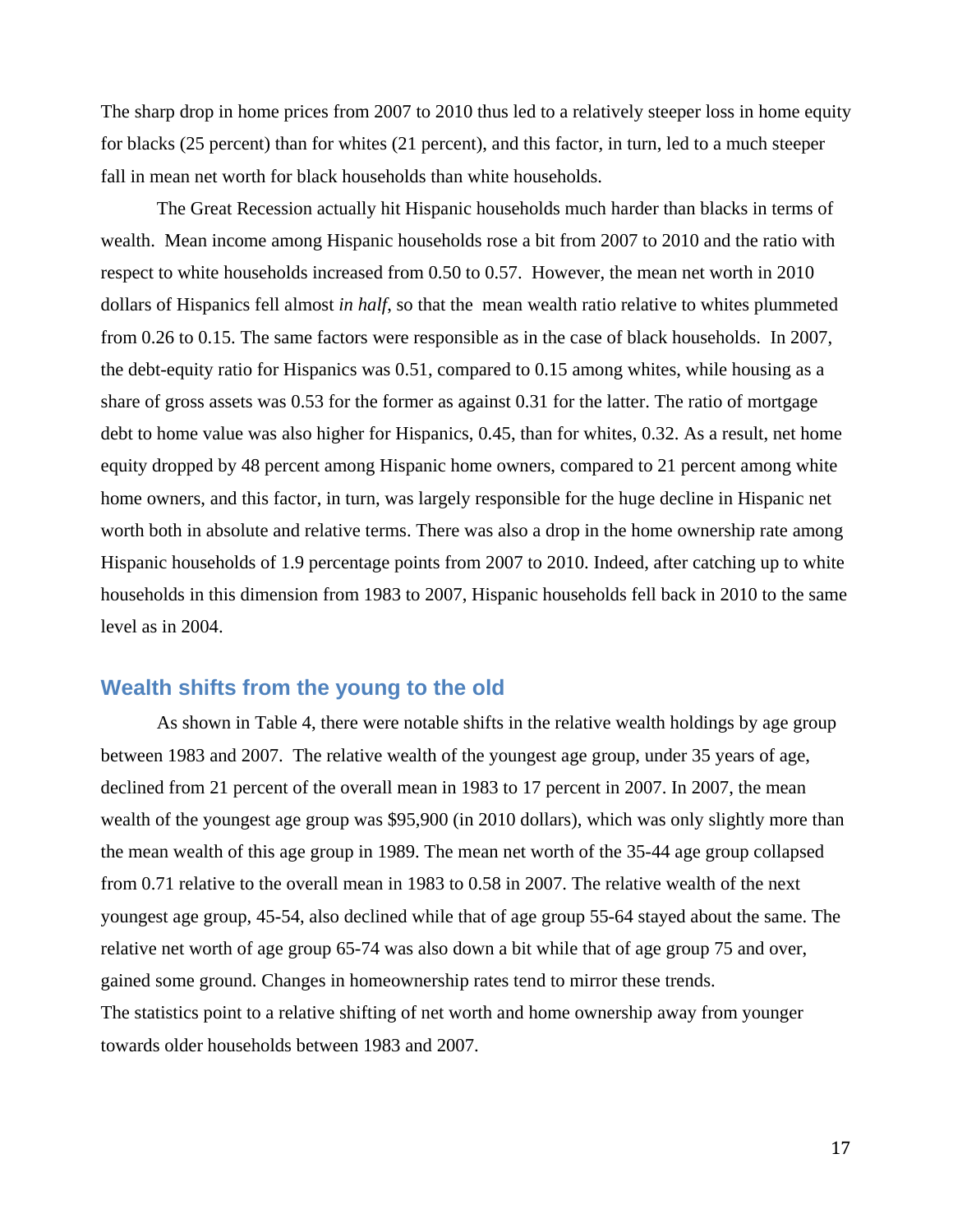The sharp drop in home prices from 2007 to 2010 thus led to a relatively steeper loss in home equity for blacks (25 percent) than for whites (21 percent), and this factor, in turn, led to a much steeper fall in mean net worth for black households than white households.

The Great Recession actually hit Hispanic households much harder than blacks in terms of wealth. Mean income among Hispanic households rose a bit from 2007 to 2010 and the ratio with respect to white households increased from 0.50 to 0.57. However, the mean net worth in 2010 dollars of Hispanics fell almost *in half*, so that the mean wealth ratio relative to whites plummeted from 0.26 to 0.15. The same factors were responsible as in the case of black households. In 2007, the debt-equity ratio for Hispanics was 0.51, compared to 0.15 among whites, while housing as a share of gross assets was 0.53 for the former as against 0.31 for the latter. The ratio of mortgage debt to home value was also higher for Hispanics, 0.45, than for whites, 0.32. As a result, net home equity dropped by 48 percent among Hispanic home owners, compared to 21 percent among white home owners, and this factor, in turn, was largely responsible for the huge decline in Hispanic net worth both in absolute and relative terms. There was also a drop in the home ownership rate among Hispanic households of 1.9 percentage points from 2007 to 2010. Indeed, after catching up to white households in this dimension from 1983 to 2007, Hispanic households fell back in 2010 to the same level as in 2004.

## Wealth shifts from the young to the old

As shown in Table 4, there were notable shifts in the relative wealth holdings by age group between 1983 and 2007. The relative wealth of the youngest age group, under 35 years of age, declined from 21 percent of the overall mean in 1983 to 17 percent in 2007. In 2007, the mean wealth of the youngest age group was $95,900 (in 2010 dollars), which was only slightly more than the mean wealth of this age group in 1989. The mean net worth of the 35-44 age group collapsed from 0.71 relative to the overall mean in 1983 to 0.58 in 2007. The relative wealth of the next youngest age group, 45-54, also declined while that of age group 55-64 stayed about the same. The relative net worth of age group 65-74 was also down a bit while that of age group 75 and over, gained some ground. Changes in homeownership rates tend to mirror these trends.

The statistics point to a relative shifting of net worth and home ownership away from younger towards older households between 1983 and 2007.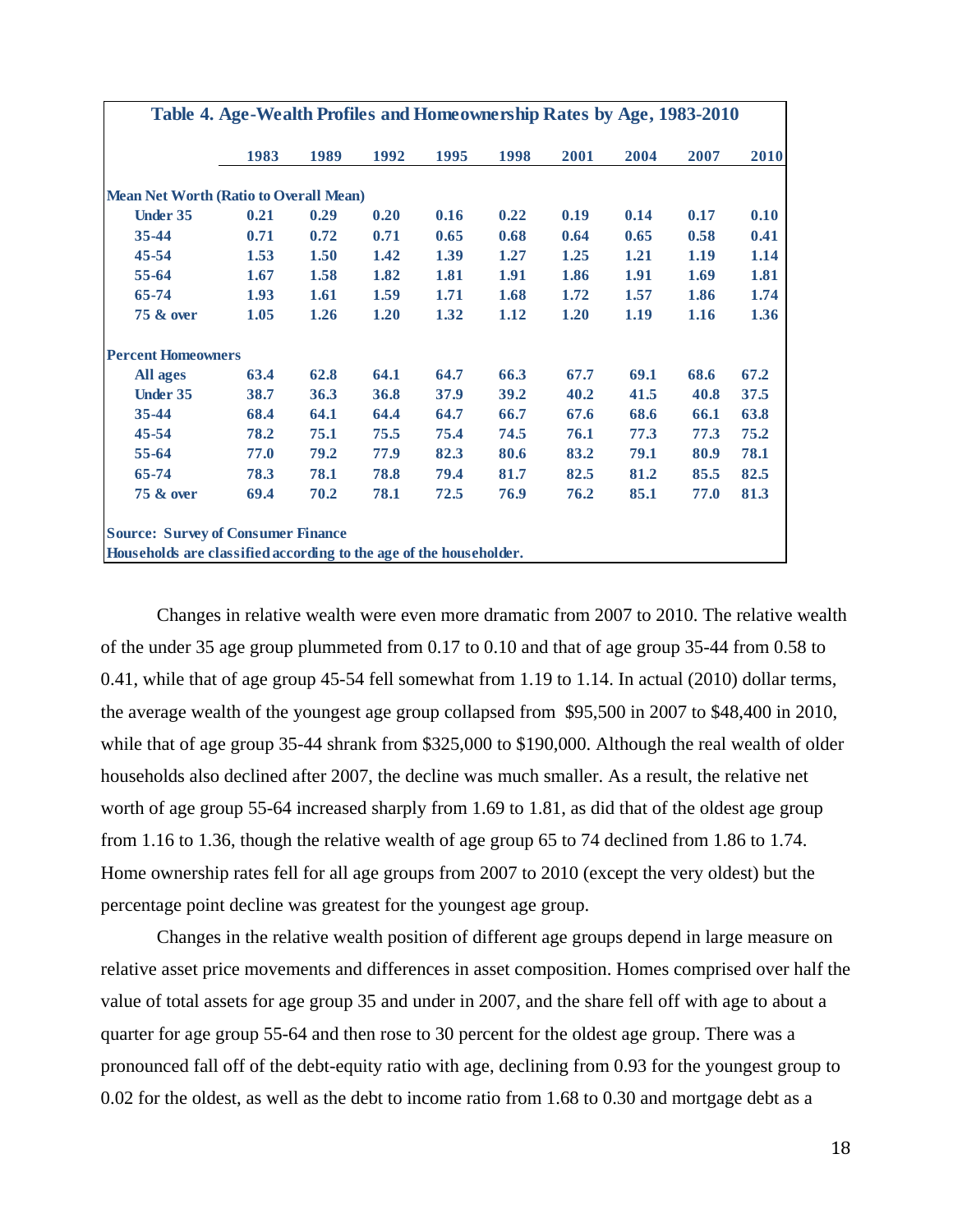**Table 4. Age-Wealth Profiles and Homeownership Rates by Age, 1983-2010**

| | 1983 | 1989 | 1992 | 1995 | 1998 | 2001 | 2004 | 2007 | 2010 |
|---|---|---|---|---|---|---|---|---|---|
| **Mean Net Worth (Ratio to Overall Mean)** | | | | | | | | | |
| Under 35 | 0.21 | 0.29 | 0.20 | 0.16 | 0.22 | 0.19 | 0.14 | 0.17 | 0.10 |
| 35-44 | 0.71 | 0.72 | 0.71 | 0.65 | 0.68 | 0.64 | 0.65 | 0.58 | 0.41 |
| 45-54 | 1.53 | 1.50 | 1.42 | 1.39 | 1.27 | 1.25 | 1.21 | 1.19 | 1.14 |
| 55-64 | 1.67 | 1.58 | 1.82 | 1.81 | 1.91 | 1.86 | 1.91 | 1.69 | 1.81 |
| 65-74 | 1.93 | 1.61 | 1.59 | 1.71 | 1.68 | 1.72 | 1.57 | 1.86 | 1.74 |
| 75 & over | 1.05 | 1.26 | 1.20 | 1.32 | 1.12 | 1.20 | 1.19 | 1.16 | 1.36 |
| **Percent Homeowners** | | | | | | | | | |
| All ages | 63.4 | 62.8 | 64.1 | 64.7 | 66.3 | 67.7 | 69.1 | 68.6 | 67.2 |
| Under 35 | 38.7 | 36.3 | 36.8 | 37.9 | 39.2 | 40.2 | 41.5 | 40.8 | 37.5 |
| 35-44 | 68.4 | 64.1 | 64.4 | 64.7 | 66.7 | 67.6 | 68.6 | 66.1 | 63.8 |
| 45-54 | 78.2 | 75.1 | 75.5 | 75.4 | 74.5 | 76.1 | 77.3 | 77.3 | 75.2 |
| 55-64 | 77.0 | 79.2 | 77.9 | 82.3 | 80.6 | 83.2 | 79.1 | 80.9 | 78.1 |
| 65-74 | 78.3 | 78.1 | 78.8 | 79.4 | 81.7 | 82.5 | 81.2 | 85.5 | 82.5 |
| 75 & over | 69.4 | 70.2 | 78.1 | 72.5 | 76.9 | 76.2 | 85.1 | 77.0 | 81.3 |

Source: Survey of Consumer Finance
Households are classified according to the age of the householder.

Changes in relative wealth were even more dramatic from 2007 to 2010. The relative wealth of the under 35 age group plummeted from 0.17 to 0.10 and that of age group 35-44 from 0.58 to 0.41, while that of age group 45-54 fell somewhat from 1.19 to 1.14. In actual (2010) dollar terms, the average wealth of the youngest age group collapsed from $95,500 in 2007 to $48,400 in 2010, while that of age group 35-44 shrank from $325,000 to $190,000. Although the real wealth of older households also declined after 2007, the decline was much smaller. As a result, the relative net worth of age group 55-64 increased sharply from 1.69 to 1.81, as did that of the oldest age group from 1.16 to 1.36, though the relative wealth of age group 65 to 74 declined from 1.86 to 1.74. Home ownership rates fell for all age groups from 2007 to 2010 (except the very oldest) but the percentage point decline was greatest for the youngest age group.

Changes in the relative wealth position of different age groups depend in large measure on relative asset price movements and differences in asset composition. Homes comprised over half the value of total assets for age group 35 and under in 2007, and the share fell off with age to about a quarter for age group 55-64 and then rose to 30 percent for the oldest age group. There was a pronounced fall off of the debt-equity ratio with age, declining from 0.93 for the youngest group to 0.02 for the oldest, as well as the debt to income ratio from 1.68 to 0.30 and mortgage debt as a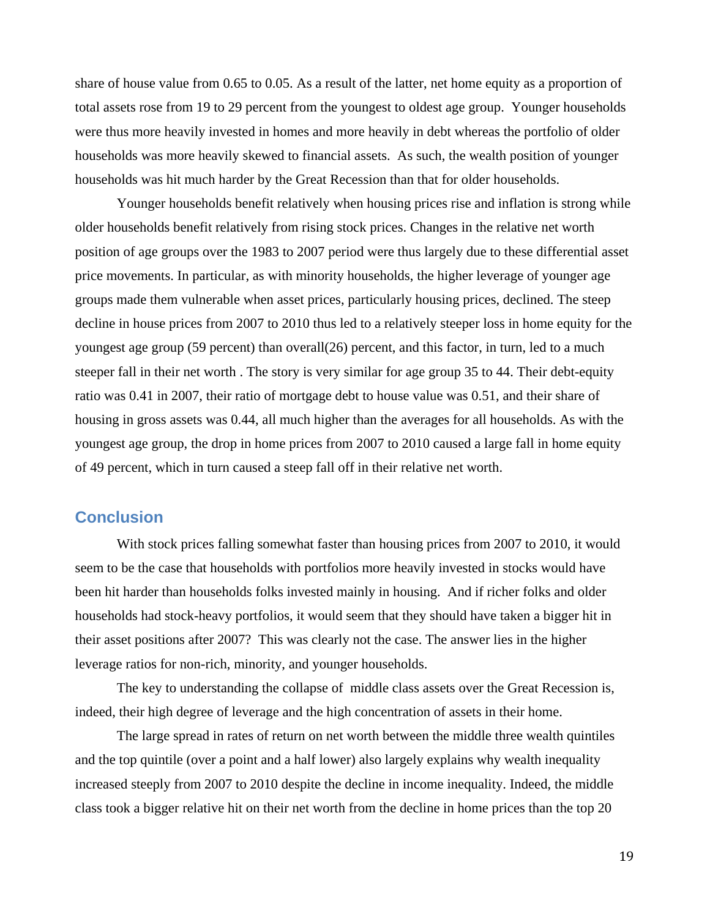share of house value from 0.65 to 0.05. As a result of the latter, net home equity as a proportion of total assets rose from 19 to 29 percent from the youngest to oldest age group. Younger households were thus more heavily invested in homes and more heavily in debt whereas the portfolio of older households was more heavily skewed to financial assets. As such, the wealth position of younger households was hit much harder by the Great Recession than that for older households.

Younger households benefit relatively when housing prices rise and inflation is strong while older households benefit relatively from rising stock prices. Changes in the relative net worth position of age groups over the 1983 to 2007 period were thus largely due to these differential asset price movements. In particular, as with minority households, the higher leverage of younger age groups made them vulnerable when asset prices, particularly housing prices, declined. The steep decline in house prices from 2007 to 2010 thus led to a relatively steeper loss in home equity for the youngest age group (59 percent) than overall(26) percent, and this factor, in turn, led to a much steeper fall in their net worth . The story is very similar for age group 35 to 44. Their debt-equity ratio was 0.41 in 2007, their ratio of mortgage debt to house value was 0.51, and their share of housing in gross assets was 0.44, all much higher than the averages for all households. As with the youngest age group, the drop in home prices from 2007 to 2010 caused a large fall in home equity of 49 percent, which in turn caused a steep fall off in their relative net worth.

## Conclusion

With stock prices falling somewhat faster than housing prices from 2007 to 2010, it would seem to be the case that households with portfolios more heavily invested in stocks would have been hit harder than households folks invested mainly in housing. And if richer folks and older households had stock-heavy portfolios, it would seem that they should have taken a bigger hit in their asset positions after 2007? This was clearly not the case. The answer lies in the higher leverage ratios for non-rich, minority, and younger households.

The key to understanding the collapse of middle class assets over the Great Recession is, indeed, their high degree of leverage and the high concentration of assets in their home.

The large spread in rates of return on net worth between the middle three wealth quintiles and the top quintile (over a point and a half lower) also largely explains why wealth inequality increased steeply from 2007 to 2010 despite the decline in income inequality. Indeed, the middle class took a bigger relative hit on their net worth from the decline in home prices than the top 20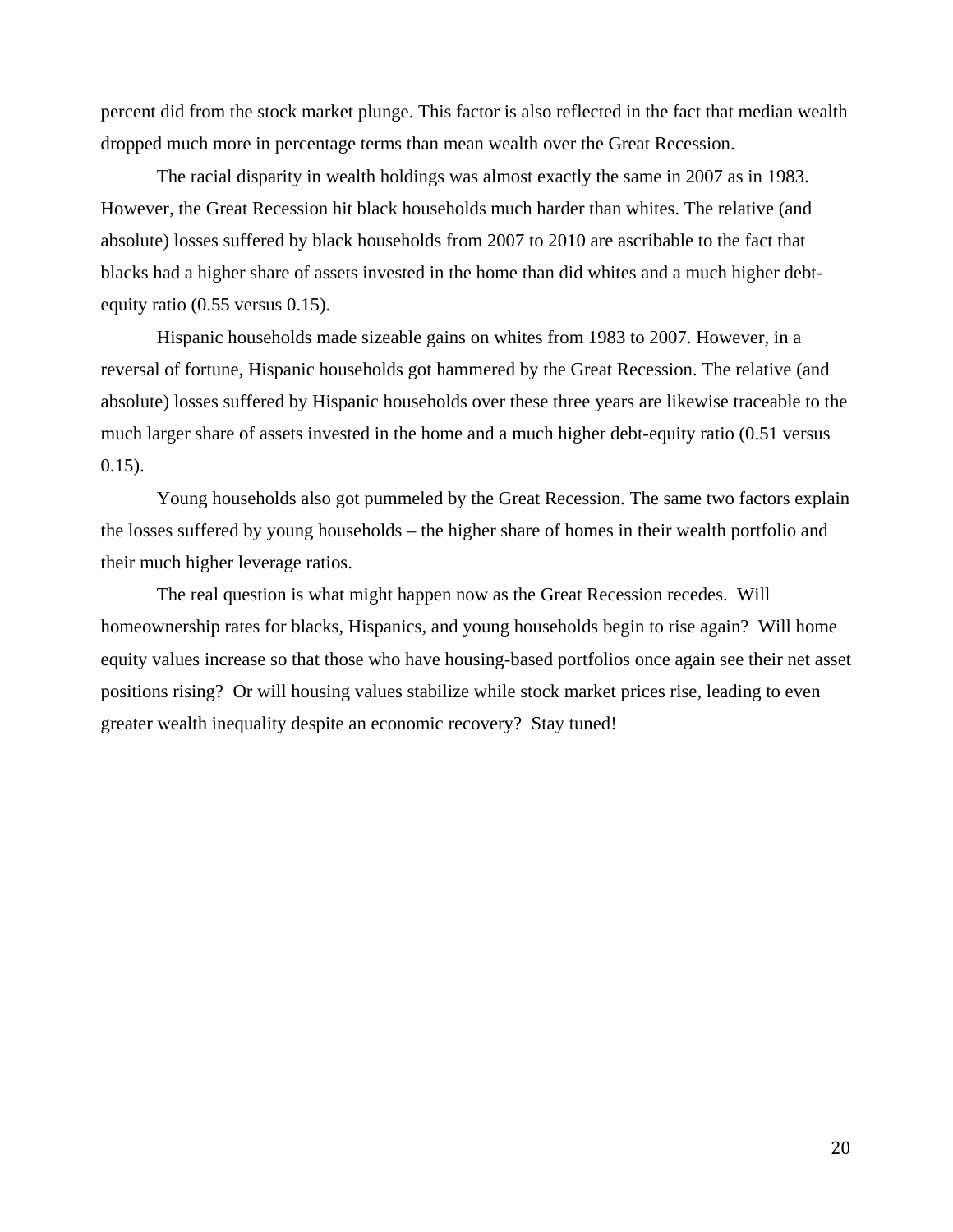percent did from the stock market plunge. This factor is also reflected in the fact that median wealth dropped much more in percentage terms than mean wealth over the Great Recession.

The racial disparity in wealth holdings was almost exactly the same in 2007 as in 1983. However, the Great Recession hit black households much harder than whites. The relative (and absolute) losses suffered by black households from 2007 to 2010 are ascribable to the fact that blacks had a higher share of assets invested in the home than did whites and a much higher debt-equity ratio (0.55 versus 0.15).

Hispanic households made sizeable gains on whites from 1983 to 2007. However, in a reversal of fortune, Hispanic households got hammered by the Great Recession. The relative (and absolute) losses suffered by Hispanic households over these three years are likewise traceable to the much larger share of assets invested in the home and a much higher debt-equity ratio (0.51 versus 0.15).

Young households also got pummeled by the Great Recession. The same two factors explain the losses suffered by young households – the higher share of homes in their wealth portfolio and their much higher leverage ratios.

The real question is what might happen now as the Great Recession recedes. Will homeownership rates for blacks, Hispanics, and young households begin to rise again? Will home equity values increase so that those who have housing-based portfolios once again see their net asset positions rising? Or will housing values stabilize while stock market prices rise, leading to even greater wealth inequality despite an economic recovery? Stay tuned!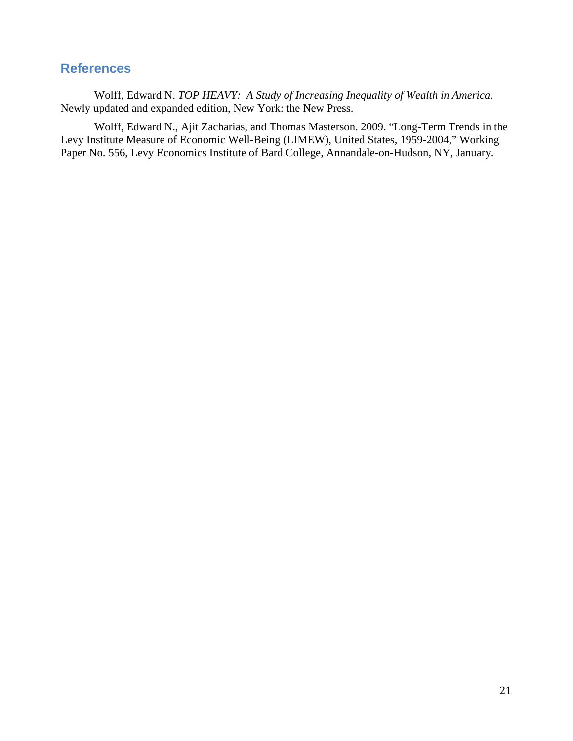## References

Wolff, Edward N. *TOP HEAVY: A Study of Increasing Inequality of Wealth in America.* Newly updated and expanded edition, New York: the New Press.

Wolff, Edward N., Ajit Zacharias, and Thomas Masterson. 2009. "Long-Term Trends in the Levy Institute Measure of Economic Well-Being (LIMEW), United States, 1959-2004," Working Paper No. 556, Levy Economics Institute of Bard College, Annandale-on-Hudson, NY, January.